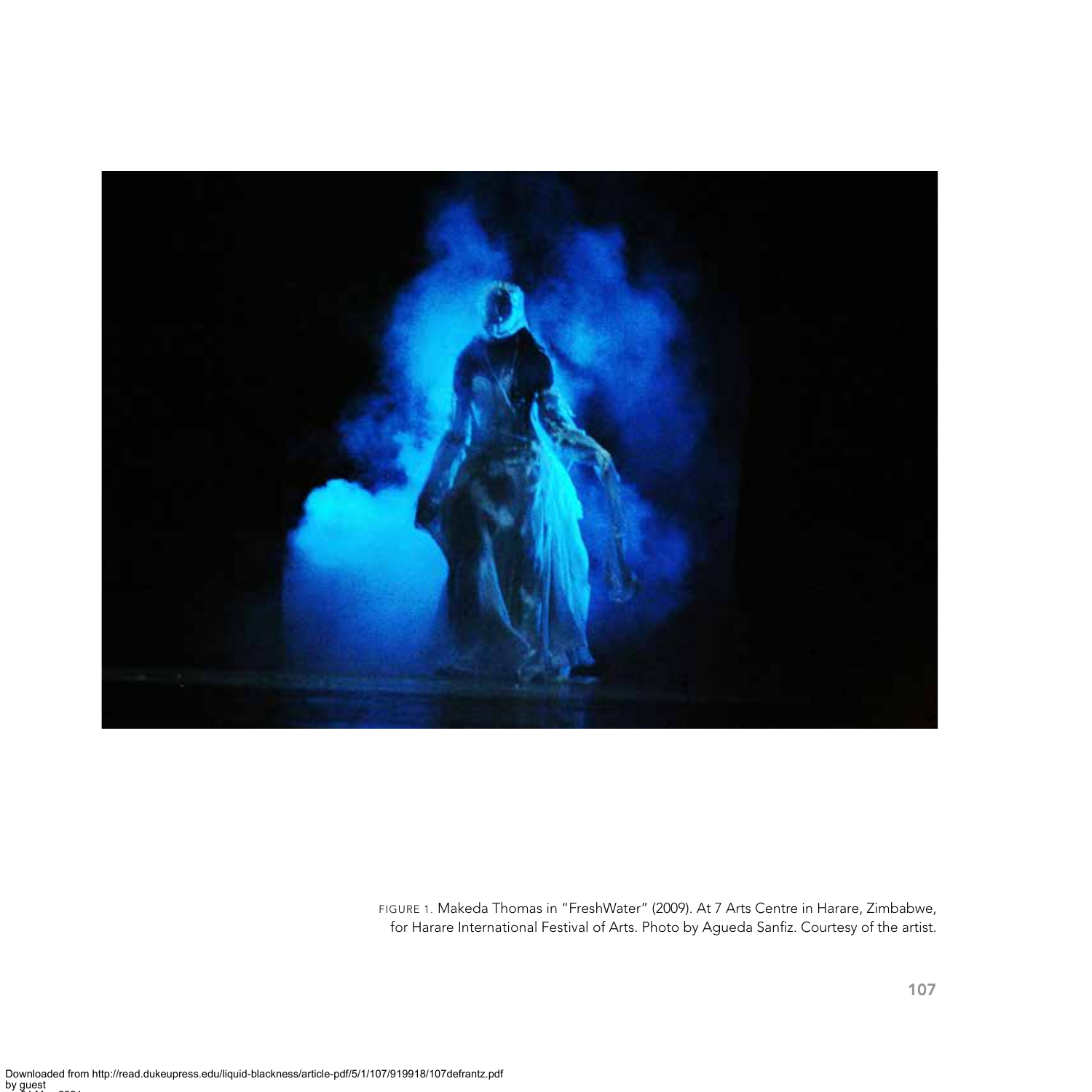FIGURE 1. Makeda Thomas in "FreshWater" (2009). At 7 Arts Centre in Harare, Zimbabwe, for Harare International Festival of Arts. Photo by Agueda Sanfiz. Courtesy of the artist.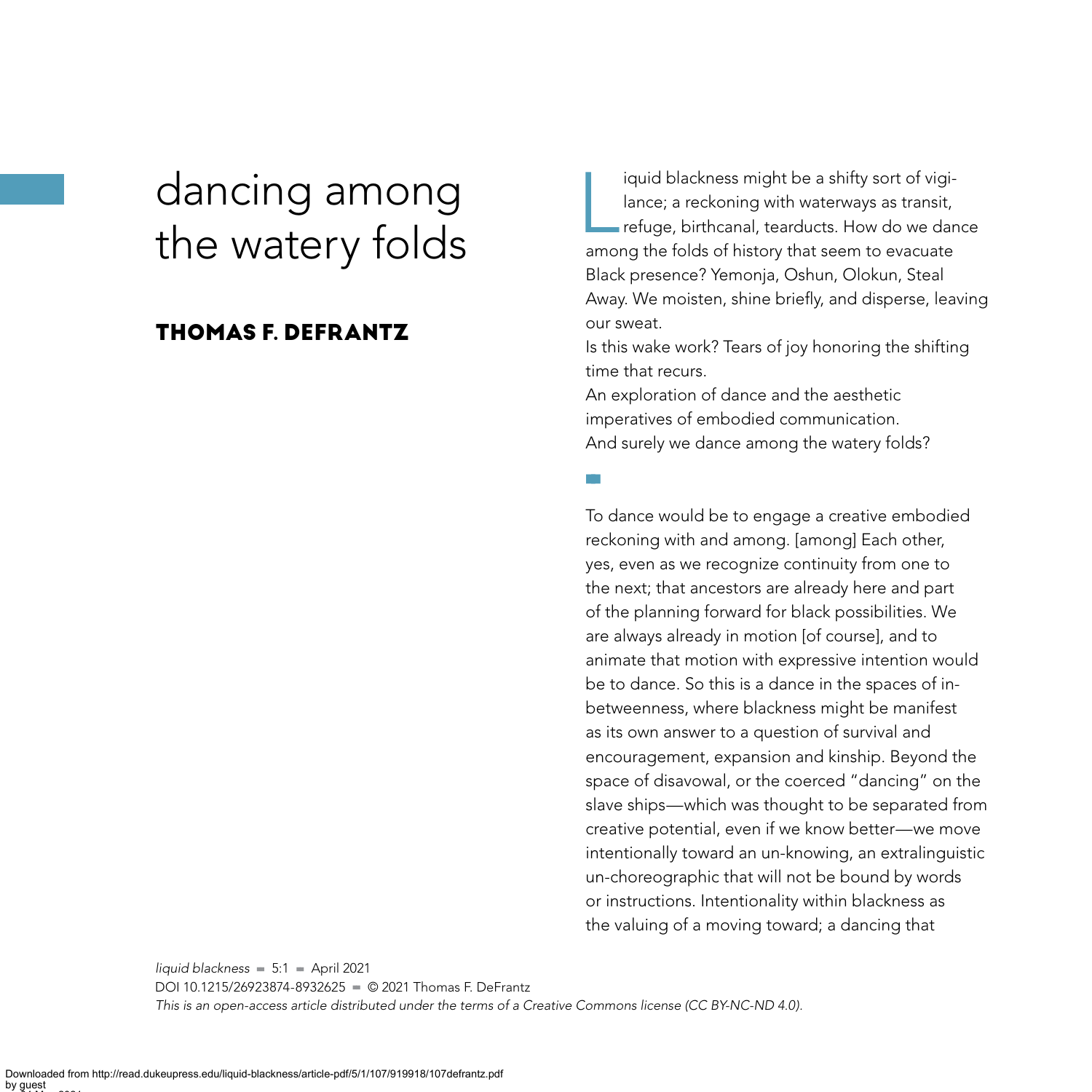# dancing among the watery folds

## THOMAS F. DEFRANTZ

Liquid blackness might be a shifty sort of vigilance; a reckoning with waterways as transit, refuge, birthcanal, tearducts. How do we dance among the folds of history that seem to evacuate Black presence? Yemonja, Oshun, Olokun, Steal Away. We moisten, shine briefly, and disperse, leaving our sweat.

Is this wake work? Tears of joy honoring the shifting time that recurs.

An exploration of dance and the aesthetic imperatives of embodied communication.

And surely we dance among the watery folds?

To dance would be to engage a creative embodied reckoning with and among. [among] Each other, yes, even as we recognize continuity from one to the next; that ancestors are already here and part of the planning forward for black possibilities. We are always already in motion [of course], and to animate that motion with expressive intention would be to dance. So this is a dance in the spaces of in-betweenness, where blackness might be manifest as its own answer to a question of survival and encouragement, expansion and kinship. Beyond the space of disavowal, or the coerced "dancing" on the slave ships—which was thought to be separated from creative potential, even if we know better—we move intentionally toward an un-knowing, an extralinguistic un-choreographic that will not be bound by words or instructions. Intentionality within blackness as the valuing of a moving toward; a dancing that

*liquid blackness* ▪ 5:1 ▪ April 2021
DOI 10.1215/26923874-8932625 ▪ © 2021 Thomas F. DeFrantz
*This is an open-access article distributed under the terms of a Creative Commons license (CC BY-NC-ND 4.0).*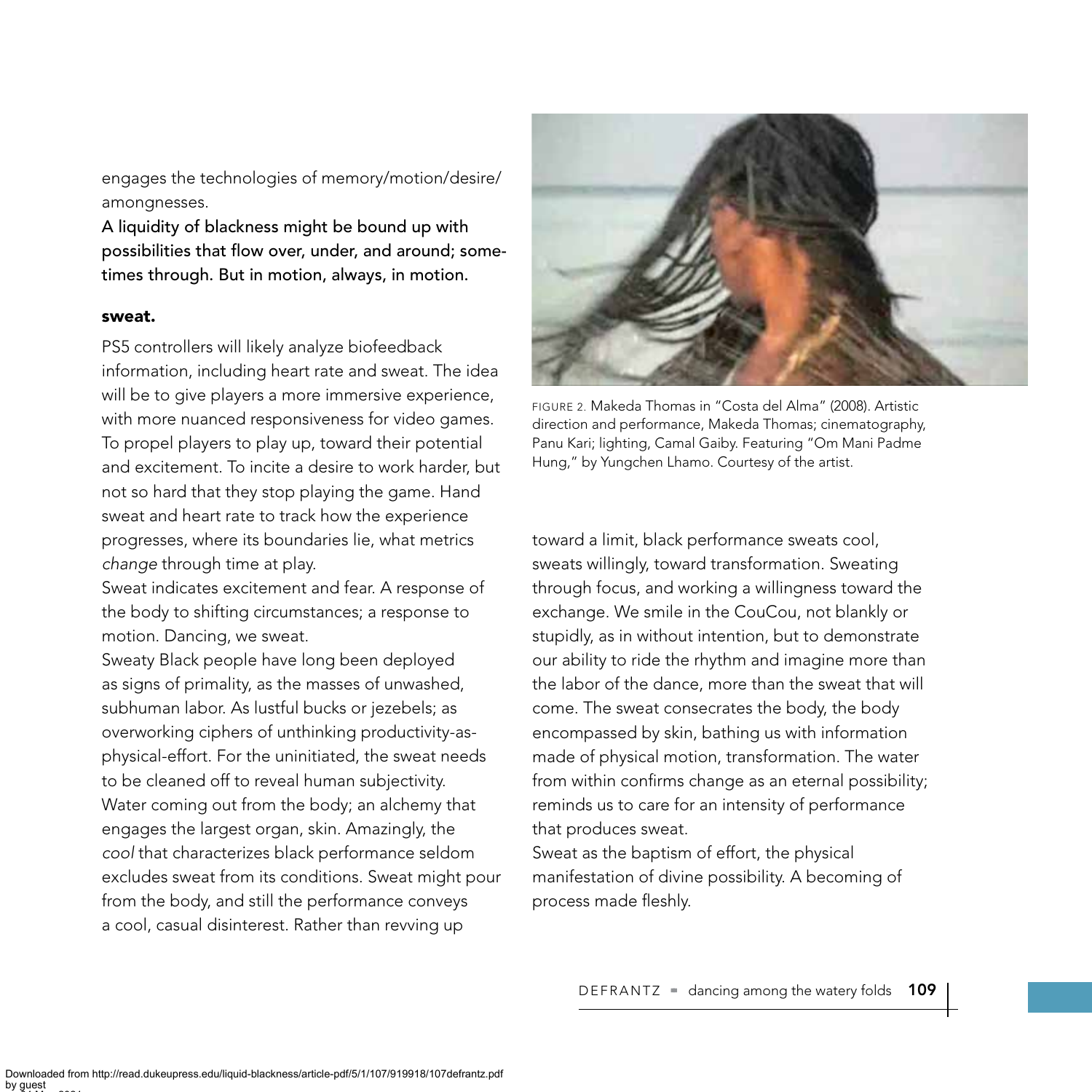engages the technologies of memory/motion/desire/amongnesses.

A liquidity of blackness might be bound up with possibilities that flow over, under, and around; sometimes through. But in motion, always, in motion.

**sweat.**

PS5 controllers will likely analyze biofeedback information, including heart rate and sweat. The idea will be to give players a more immersive experience, with more nuanced responsiveness for video games. To propel players to play up, toward their potential and excitement. To incite a desire to work harder, but not so hard that they stop playing the game. Hand sweat and heart rate to track how the experience progresses, where its boundaries lie, what metrics *change* through time at play.

Sweat indicates excitement and fear. A response of the body to shifting circumstances; a response to motion. Dancing, we sweat.

Sweaty Black people have long been deployed as signs of primality, as the masses of unwashed, subhuman labor. As lustful bucks or jezebels; as overworking ciphers of unthinking productivity-as-physical-effort. For the uninitiated, the sweat needs to be cleaned off to reveal human subjectivity.

Water coming out from the body; an alchemy that engages the largest organ, skin. Amazingly, the *cool* that characterizes black performance seldom excludes sweat from its conditions. Sweat might pour from the body, and still the performance conveys a cool, casual disinterest. Rather than revving up toward a limit, black performance sweats cool, sweats willingly, toward transformation. Sweating through focus, and working a willingness toward the exchange. We smile in the CouCou, not blankly or stupidly, as in without intention, but to demonstrate our ability to ride the rhythm and imagine more than the labor of the dance, more than the sweat that will come. The sweat consecrates the body, the body encompassed by skin, bathing us with information made of physical motion, transformation. The water from within confirms change as an eternal possibility; reminds us to care for an intensity of performance that produces sweat.

Sweat as the baptism of effort, the physical manifestation of divine possibility. A becoming of process made fleshly.

FIGURE 2. Makeda Thomas in "Costa del Alma" (2008). Artistic direction and performance, Makeda Thomas; cinematography, Panu Kari; lighting, Camal Gaiby. Featuring "Om Mani Padme Hung," by Yungchen Lhamo. Courtesy of the artist.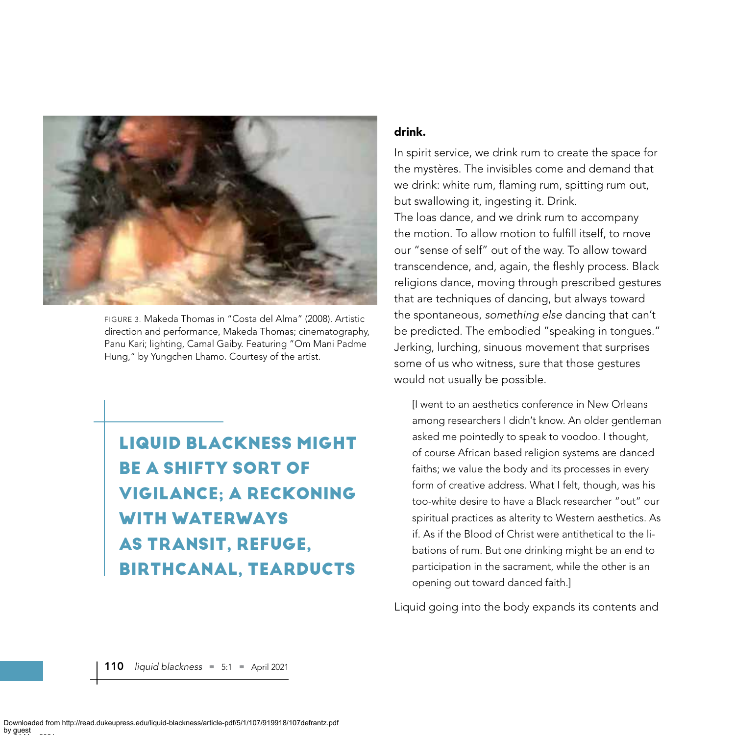FIGURE 3. Makeda Thomas in "Costa del Alma" (2008). Artistic direction and performance, Makeda Thomas; cinematography, Panu Kari; lighting, Camal Gaiby. Featuring "Om Mani Padme Hung," by Yungchen Lhamo. Courtesy of the artist.

> LIQUID BLACKNESS MIGHT BE A SHIFTY SORT OF VIGILANCE; A RECKONING WITH WATERWAYS AS TRANSIT, REFUGE, BIRTHCANAL, TEARDUCTS

**drink.**

In spirit service, we drink rum to create the space for the mystères. The invisibles come and demand that we drink: white rum, flaming rum, spitting rum out, but swallowing it, ingesting it. Drink.
The loas dance, and we drink rum to accompany the motion. To allow motion to fulfill itself, to move our "sense of self" out of the way. To allow toward transcendence, and, again, the fleshly process. Black religions dance, moving through prescribed gestures that are techniques of dancing, but always toward the spontaneous, *something else* dancing that can't be predicted. The embodied "speaking in tongues." Jerking, lurching, sinuous movement that surprises some of us who witness, sure that those gestures would not usually be possible.

> [I went to an aesthetics conference in New Orleans among researchers I didn't know. An older gentleman asked me pointedly to speak to voodoo. I thought, of course African based religion systems are danced faiths; we value the body and its processes in every form of creative address. What I felt, though, was his too-white desire to have a Black researcher "out" our spiritual practices as alterity to Western aesthetics. As if. As if the Blood of Christ were antithetical to the libations of rum. But one drinking might be an end to participation in the sacrament, while the other is an opening out toward danced faith.]

Liquid going into the body expands its contents and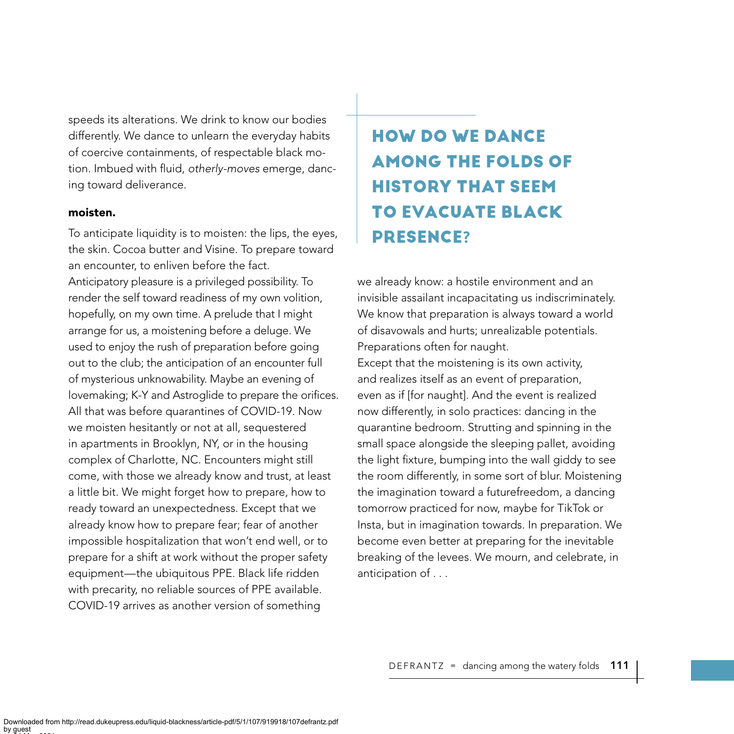speeds its alterations. We drink to know our bodies differently. We dance to unlearn the everyday habits of coercive containments, of respectable black motion. Imbued with fluid, *otherly-moves* emerge, dancing toward deliverance.

**moisten.**

To anticipate liquidity is to moisten: the lips, the eyes, the skin. Cocoa butter and Visine. To prepare toward an encounter, to enliven before the fact.

Anticipatory pleasure is a privileged possibility. To render the self toward readiness of my own volition, hopefully, on my own time. A prelude that I might arrange for us, a moistening before a deluge. We used to enjoy the rush of preparation before going out to the club; the anticipation of an encounter full of mysterious unknowability. Maybe an evening of lovemaking; K-Y and Astroglide to prepare the orifices. All that was before quarantines of COVID-19. Now we moisten hesitantly or not at all, sequestered in apartments in Brooklyn, NY, or in the housing complex of Charlotte, NC. Encounters might still come, with those we already know and trust, at least a little bit. We might forget how to prepare, how to ready toward an unexpectedness. Except that we already know how to prepare fear; fear of another impossible hospitalization that won't end well, or to prepare for a shift at work without the proper safety equipment—the ubiquitous PPE. Black life ridden with precarity, no reliable sources of PPE available. COVID-19 arrives as another version of something we already know: a hostile environment and an invisible assailant incapacitating us indiscriminately. We know that preparation is always toward a world of disavowals and hurts; unrealizable potentials. Preparations often for naught.

> **HOW DO WE DANCE AMONG THE FOLDS OF HISTORY THAT SEEM TO EVACUATE BLACK PRESENCE?**

Except that the moistening is its own activity, and realizes itself as an event of preparation, even as if [for naught]. And the event is realized now differently, in solo practices: dancing in the quarantine bedroom. Strutting and spinning in the small space alongside the sleeping pallet, avoiding the light fixture, bumping into the wall giddy to see the room differently, in some sort of blur. Moistening the imagination toward a futurefreedom, a dancing tomorrow practiced for now, maybe for TikTok or Insta, but in imagination towards. In preparation. We become even better at preparing for the inevitable breaking of the levees. We mourn, and celebrate, in anticipation of . . .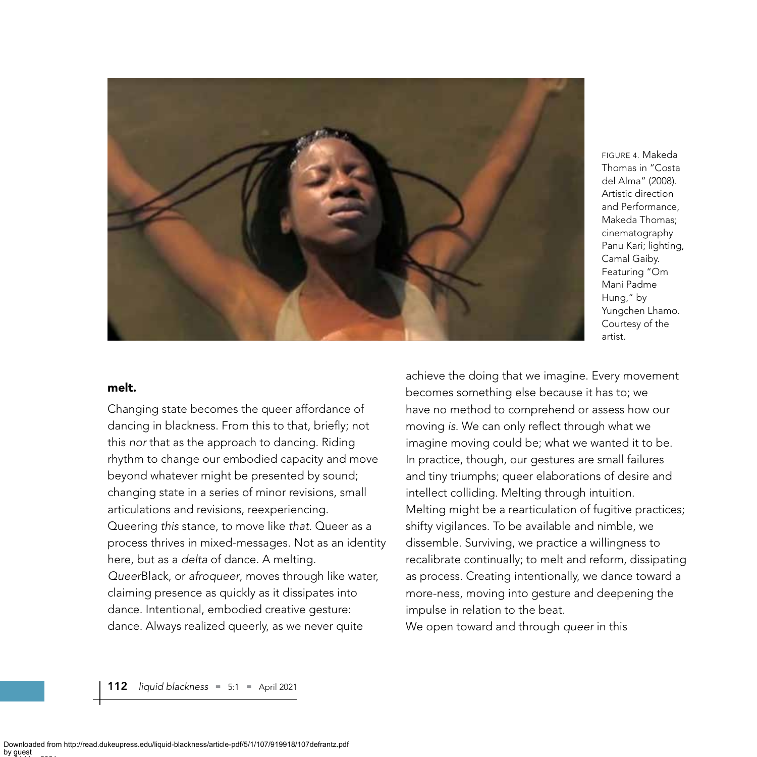FIGURE 4. Makeda Thomas in "Costa del Alma" (2008). Artistic direction and Performance, Makeda Thomas; cinematography Panu Kari; lighting, Camal Gaiby. Featuring "Om Mani Padme Hung," by Yungchen Lhamo. Courtesy of the artist.

**melt.**

Changing state becomes the queer affordance of dancing in blackness. From this to that, briefly; not this *nor* that as the approach to dancing. Riding rhythm to change our embodied capacity and move beyond whatever might be presented by sound; changing state in a series of minor revisions, small articulations and revisions, reexperiencing. Queering *this* stance, to move like *that*. Queer as a process thrives in mixed-messages. Not as an identity here, but as a *delta* of dance. A melting. *Queer*Black, or *afroqueer*, moves through like water, claiming presence as quickly as it dissipates into dance. Intentional, embodied creative gesture: dance. Always realized queerly, as we never quite achieve the doing that we imagine. Every movement becomes something else because it has to; we have no method to comprehend or assess how our moving *is*. We can only reflect through what we imagine moving could be; what we wanted it to be. In practice, though, our gestures are small failures and tiny triumphs; queer elaborations of desire and intellect colliding. Melting through intuition. Melting might be a rearticulation of fugitive practices; shifty vigilances. To be available and nimble, we dissemble. Surviving, we practice a willingness to recalibrate continually; to melt and reform, dissipating as process. Creating intentionally, we dance toward a more-ness, moving into gesture and deepening the impulse in relation to the beat.

We open toward and through *queer* in this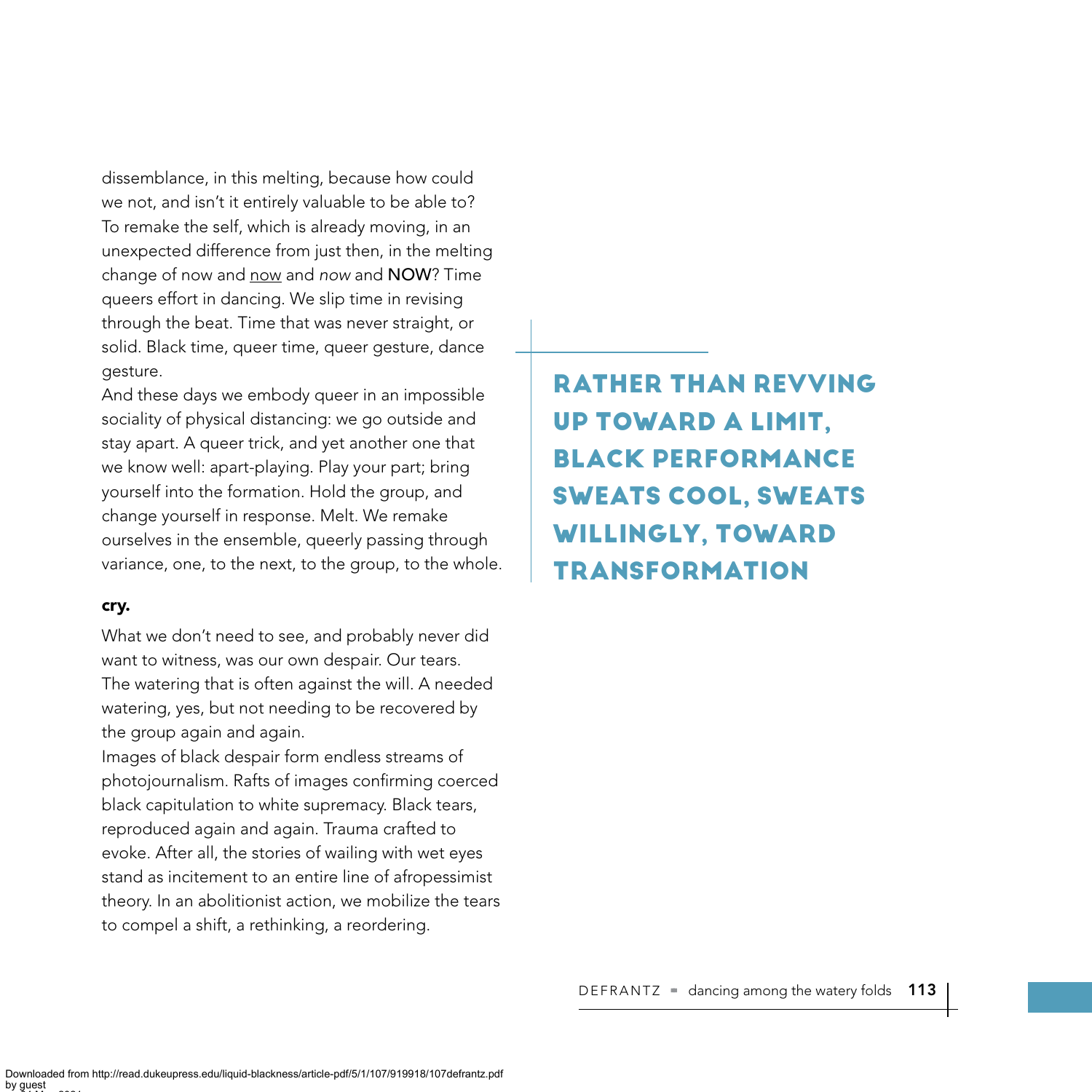dissemblance, in this melting, because how could we not, and isn't it entirely valuable to be able to? To remake the self, which is already moving, in an unexpected difference from just then, in the melting change of now and <u>now</u> and *now* and **NOW**? Time queers effort in dancing. We slip time in revising through the beat. Time that was never straight, or solid. Black time, queer time, queer gesture, dance gesture.

And these days we embody queer in an impossible sociality of physical distancing: we go outside and stay apart. A queer trick, and yet another one that we know well: apart-playing. Play your part; bring yourself into the formation. Hold the group, and change yourself in response. Melt. We remake ourselves in the ensemble, queerly passing through variance, one, to the next, to the group, to the whole.

**RATHER THAN REVVING UP TOWARD A LIMIT, BLACK PERFORMANCE SWEATS COOL, SWEATS WILLINGLY, TOWARD TRANSFORMATION**

**cry.**

What we don't need to see, and probably never did want to witness, was our own despair. Our tears. The watering that is often against the will. A needed watering, yes, but not needing to be recovered by the group again and again.

Images of black despair form endless streams of photojournalism. Rafts of images confirming coerced black capitulation to white supremacy. Black tears, reproduced again and again. Trauma crafted to evoke. After all, the stories of wailing with wet eyes stand as incitement to an entire line of afropessimist theory. In an abolitionist action, we mobilize the tears to compel a shift, a rethinking, a reordering.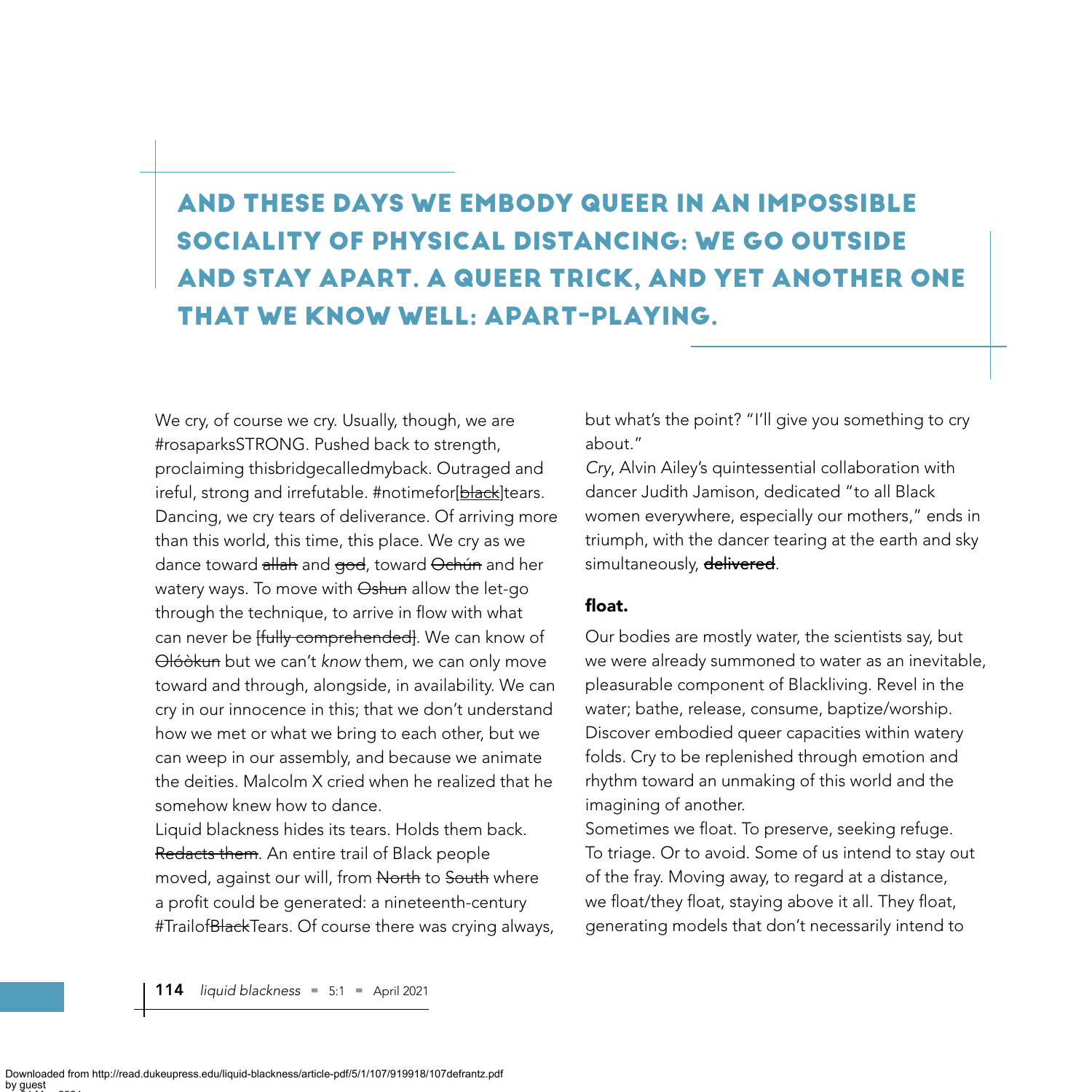> **AND THESE DAYS WE EMBODY QUEER IN AN IMPOSSIBLE SOCIALITY OF PHYSICAL DISTANCING: WE GO OUTSIDE AND STAY APART. A QUEER TRICK, AND YET ANOTHER ONE THAT WE KNOW WELL: APART-PLAYING.**

We cry, of course we cry. Usually, though, we are #rosaparksSTRONG. Pushed back to strength, proclaiming thisbridgecalledmyback. Outraged and ireful, strong and irrefutable. #notimefor[~~black~~]tears. Dancing, we cry tears of deliverance. Of arriving more than this world, this time, this place. We cry as we dance toward ~~allah~~ and ~~god~~, toward ~~Ochún~~ and her watery ways. To move with ~~Oshun~~ allow the let-go through the technique, to arrive in flow with what can never be ~~[fully comprehended]~~. We can know of ~~Olóòkun~~ but we can't *know* them, we can only move toward and through, alongside, in availability. We can cry in our innocence in this; that we don't understand how we met or what we bring to each other, but we can weep in our assembly, and because we animate the deities. Malcolm X cried when he realized that he somehow knew how to dance.

Liquid blackness hides its tears. Holds them back. ~~Redacts them~~. An entire trail of Black people moved, against our will, from ~~North~~ to ~~South~~ where a profit could be generated: a nineteenth-century #Trailof~~Black~~Tears. Of course there was crying always, but what's the point? "I'll give you something to cry about."

*Cry*, Alvin Ailey's quintessential collaboration with dancer Judith Jamison, dedicated "to all Black women everywhere, especially our mothers," ends in triumph, with the dancer tearing at the earth and sky simultaneously, **~~delivered~~**.

### float.

Our bodies are mostly water, the scientists say, but we were already summoned to water as an inevitable, pleasurable component of Blackliving. Revel in the water; bathe, release, consume, baptize/worship. Discover embodied queer capacities within watery folds. Cry to be replenished through emotion and rhythm toward an unmaking of this world and the imagining of another.

Sometimes we float. To preserve, seeking refuge. To triage. Or to avoid. Some of us intend to stay out of the fray. Moving away, to regard at a distance, we float/they float, staying above it all. They float, generating models that don't necessarily intend to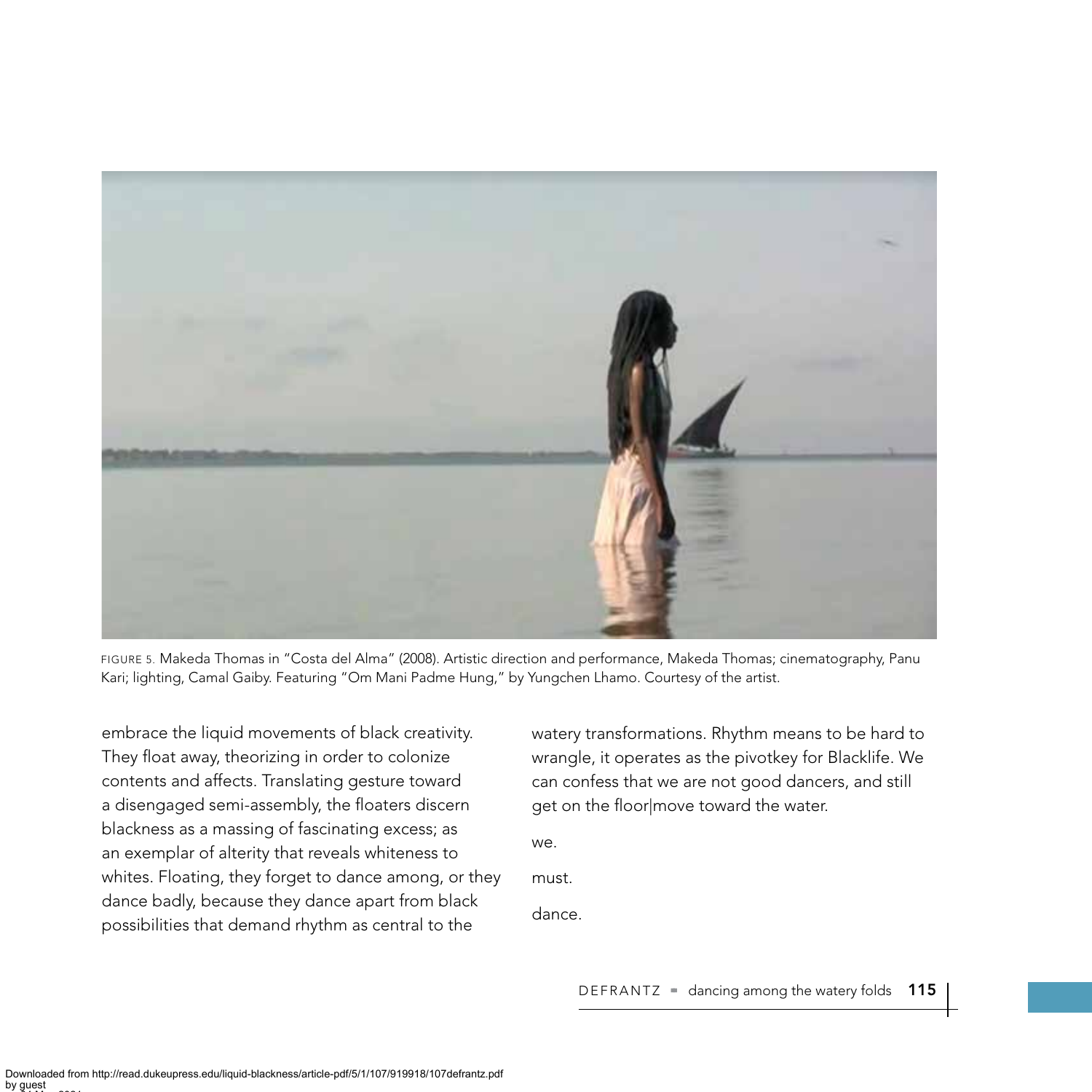FIGURE 5. Makeda Thomas in "Costa del Alma" (2008). Artistic direction and performance, Makeda Thomas; cinematography, Panu Kari; lighting, Camal Gaiby. Featuring "Om Mani Padme Hung," by Yungchen Lhamo. Courtesy of the artist.

embrace the liquid movements of black creativity. They float away, theorizing in order to colonize contents and affects. Translating gesture toward a disengaged semi-assembly, the floaters discern blackness as a massing of fascinating excess; as an exemplar of alterity that reveals whiteness to whites. Floating, they forget to dance among, or they dance badly, because they dance apart from black possibilities that demand rhythm as central to the watery transformations. Rhythm means to be hard to wrangle, it operates as the pivotkey for Blacklife. We can confess that we are not good dancers, and still get on the floor|move toward the water.

we.

must.

dance.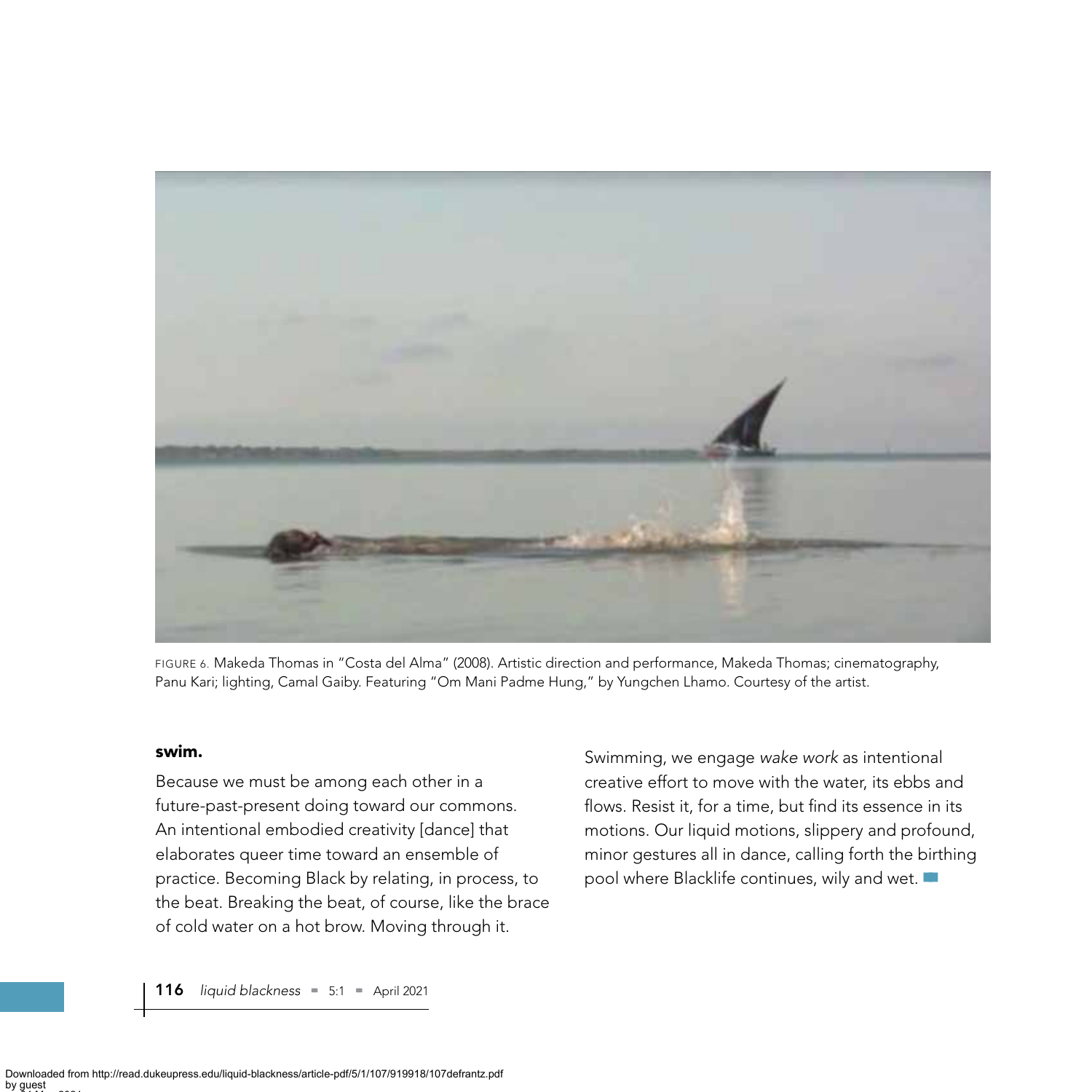FIGURE 6. Makeda Thomas in "Costa del Alma" (2008). Artistic direction and performance, Makeda Thomas; cinematography, Panu Kari; lighting, Camal Gaiby. Featuring "Om Mani Padme Hung," by Yungchen Lhamo. Courtesy of the artist.

**swim.**

Because we must be among each other in a future-past-present doing toward our commons. An intentional embodied creativity [dance] that elaborates queer time toward an ensemble of practice. Becoming Black by relating, in process, to the beat. Breaking the beat, of course, like the brace of cold water on a hot brow. Moving through it.

Swimming, we engage *wake work* as intentional creative effort to move with the water, its ebbs and flows. Resist it, for a time, but find its essence in its motions. Our liquid motions, slippery and profound, minor gestures all in dance, calling forth the birthing pool where Blacklife continues, wily and wet.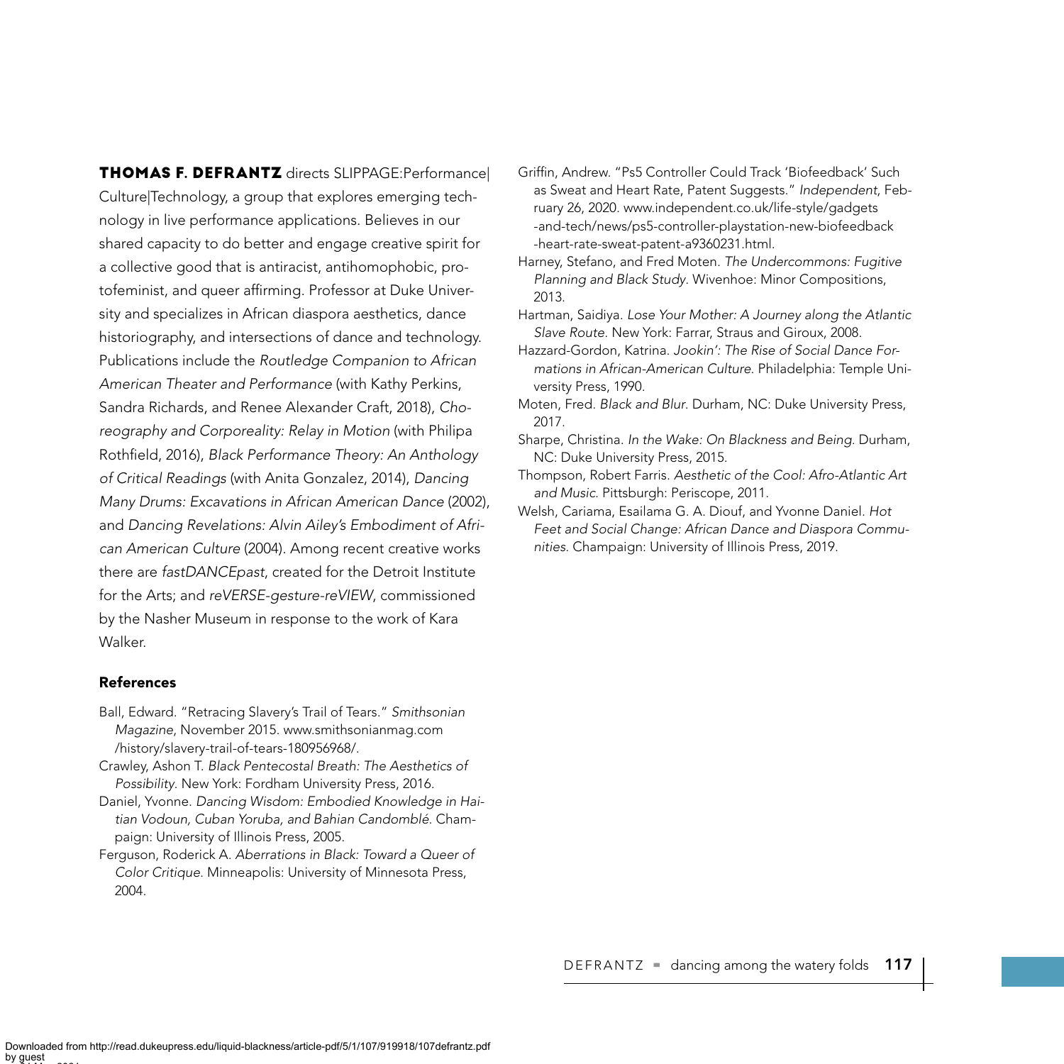**THOMAS F. DEFRANTZ** directs SLIPPAGE:Performance|Culture|Technology, a group that explores emerging technology in live performance applications. Believes in our shared capacity to do better and engage creative spirit for a collective good that is antiracist, antihomophobic, protofeminist, and queer affirming. Professor at Duke University and specializes in African diaspora aesthetics, dance historiography, and intersections of dance and technology. Publications include the *Routledge Companion to African American Theater and Performance* (with Kathy Perkins, Sandra Richards, and Renee Alexander Craft, 2018), *Choreography and Corporeality: Relay in Motion* (with Philipa Rothfield, 2016), *Black Performance Theory: An Anthology of Critical Readings* (with Anita Gonzalez, 2014), *Dancing Many Drums: Excavations in African American Dance* (2002), and *Dancing Revelations: Alvin Ailey's Embodiment of African American Culture* (2004). Among recent creative works there are *fastDANCEpast*, created for the Detroit Institute for the Arts; and *reVERSE-gesture-reVIEW*, commissioned by the Nasher Museum in response to the work of Kara Walker.

## References

Ball, Edward. "Retracing Slavery's Trail of Tears." *Smithsonian Magazine*, November 2015. www.smithsonianmag.com/history/slavery-trail-of-tears-180956968/.

Crawley, Ashon T. *Black Pentecostal Breath: The Aesthetics of Possibility*. New York: Fordham University Press, 2016.

Daniel, Yvonne. *Dancing Wisdom: Embodied Knowledge in Haitian Vodoun, Cuban Yoruba, and Bahian Candomblé*. Champaign: University of Illinois Press, 2005.

Ferguson, Roderick A. *Aberrations in Black: Toward a Queer of Color Critique*. Minneapolis: University of Minnesota Press, 2004.

Griffin, Andrew. "Ps5 Controller Could Track 'Biofeedback' Such as Sweat and Heart Rate, Patent Suggests." *Independent*, February 26, 2020. www.independent.co.uk/life-style/gadgets-and-tech/news/ps5-controller-playstation-new-biofeedback-heart-rate-sweat-patent-a9360231.html.

Harney, Stefano, and Fred Moten. *The Undercommons: Fugitive Planning and Black Study*. Wivenhoe: Minor Compositions, 2013.

Hartman, Saidiya. *Lose Your Mother: A Journey along the Atlantic Slave Route*. New York: Farrar, Straus and Giroux, 2008.

Hazzard-Gordon, Katrina. *Jookin': The Rise of Social Dance Formations in African-American Culture*. Philadelphia: Temple University Press, 1990.

Moten, Fred. *Black and Blur*. Durham, NC: Duke University Press, 2017.

Sharpe, Christina. *In the Wake: On Blackness and Being*. Durham, NC: Duke University Press, 2015.

Thompson, Robert Farris. *Aesthetic of the Cool: Afro-Atlantic Art and Music*. Pittsburgh: Periscope, 2011.

Welsh, Cariama, Esailama G. A. Diouf, and Yvonne Daniel. *Hot Feet and Social Change: African Dance and Diaspora Communities*. Champaign: University of Illinois Press, 2019.